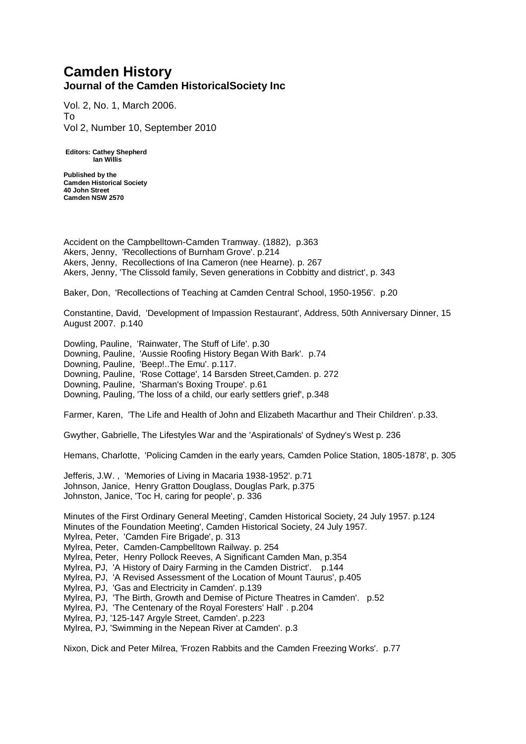# Camden History
## Journal of the Camden HistoricalSociety Inc

Vol. 2, No. 1, March 2006.
To
Vol 2, Number 10, September 2010

**Editors: Cathey Shepherd**
**Ian Willis**

**Published by the**
**Camden Historical Society**
**40 John Street**
**Camden NSW 2570**

Accident on the Campbelltown-Camden Tramway. (1882), p.363
Akers, Jenny, 'Recollections of Burnham Grove'. p.214
Akers, Jenny, Recollections of Ina Cameron (nee Hearne). p. 267
Akers, Jenny, 'The Clissold family, Seven generations in Cobbitty and district', p. 343

Baker, Don, 'Recollections of Teaching at Camden Central School, 1950-1956'. p.20

Constantine, David, 'Development of Impassion Restaurant', Address, 50th Anniversary Dinner, 15 August 2007. p.140

Dowling, Pauline, 'Rainwater, The Stuff of Life'. p.30
Downing, Pauline, 'Aussie Roofing History Began With Bark'. p.74
Downing, Pauline, 'Beep!..The Emu'. p.117.
Downing, Pauline, 'Rose Cottage', 14 Barsden Street,Camden. p. 272
Downing, Pauline, 'Sharman's Boxing Troupe'. p.61
Downing, Pauling, 'The loss of a child, our early settlers grief', p.348

Farmer, Karen, 'The Life and Health of John and Elizabeth Macarthur and Their Children'. p.33.

Gwyther, Gabrielle, The Lifestyles War and the 'Aspirationals' of Sydney's West p. 236

Hemans, Charlotte, 'Policing Camden in the early years, Camden Police Station, 1805-1878', p. 305

Jefferis, J.W. , 'Memories of Living in Macaria 1938-1952'. p.71
Johnson, Janice, Henry Gratton Douglass, Douglas Park, p.375
Johnston, Janice, 'Toc H, caring for people', p. 336

Minutes of the First Ordinary General Meeting', Camden Historical Society, 24 July 1957. p.124
Minutes of the Foundation Meeting', Camden Historical Society, 24 July 1957.
Mylrea, Peter, 'Camden Fire Brigade', p. 313
Mylrea, Peter, Camden-Campbelltown Railway. p. 254
Mylrea, Peter, Henry Pollock Reeves, A Significant Camden Man, p.354
Mylrea, PJ, 'A History of Dairy Farming in the Camden District'. p.144
Mylrea, PJ, 'A Revised Assessment of the Location of Mount Taurus', p.405
Mylrea, PJ, 'Gas and Electricity in Camden'. p.139
Mylrea, PJ, 'The Birth, Growth and Demise of Picture Theatres in Camden'. p.52
Mylrea, PJ, 'The Centenary of the Royal Foresters' Hall' . p.204
Mylrea, PJ, '125-147 Argyle Street, Camden'. p.223
Mylrea, PJ, 'Swimming in the Nepean River at Camden'. p.3

Nixon, Dick and Peter Milrea, 'Frozen Rabbits and the Camden Freezing Works'. p.77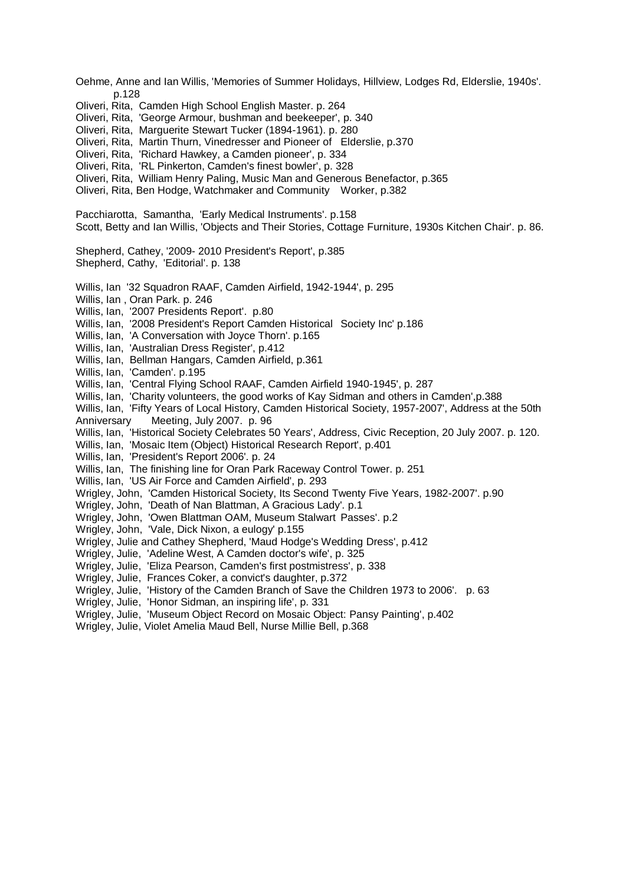Oehme, Anne and Ian Willis, 'Memories of Summer Holidays, Hillview, Lodges Rd, Elderslie, 1940s'. p.128
Oliveri, Rita, Camden High School English Master. p. 264
Oliveri, Rita, 'George Armour, bushman and beekeeper', p. 340
Oliveri, Rita, Marguerite Stewart Tucker (1894-1961). p. 280
Oliveri, Rita, Martin Thurn, Vinedresser and Pioneer of Elderslie, p.370
Oliveri, Rita, 'Richard Hawkey, a Camden pioneer', p. 334
Oliveri, Rita, 'RL Pinkerton, Camden's finest bowler', p. 328
Oliveri, Rita, William Henry Paling, Music Man and Generous Benefactor, p.365
Oliveri, Rita, Ben Hodge, Watchmaker and Community Worker, p.382

Pacchiarotta, Samantha, 'Early Medical Instruments'. p.158
Scott, Betty and Ian Willis, 'Objects and Their Stories, Cottage Furniture, 1930s Kitchen Chair'. p. 86.

Shepherd, Cathey, '2009- 2010 President's Report', p.385
Shepherd, Cathy, 'Editorial'. p. 138

Willis, Ian '32 Squadron RAAF, Camden Airfield, 1942-1944', p. 295
Willis, Ian , Oran Park. p. 246
Willis, Ian, '2007 Presidents Report'. p.80
Willis, Ian, '2008 President's Report Camden Historical Society Inc' p.186
Willis, Ian, 'A Conversation with Joyce Thorn'. p.165
Willis, Ian, 'Australian Dress Register', p.412
Willis, Ian, Bellman Hangars, Camden Airfield, p.361
Willis, Ian, 'Camden'. p.195
Willis, Ian, 'Central Flying School RAAF, Camden Airfield 1940-1945', p. 287
Willis, Ian, 'Charity volunteers, the good works of Kay Sidman and others in Camden',p.388
Willis, Ian, 'Fifty Years of Local History, Camden Historical Society, 1957-2007', Address at the 50th Anniversary Meeting, July 2007. p. 96
Willis, Ian, 'Historical Society Celebrates 50 Years', Address, Civic Reception, 20 July 2007. p. 120.
Willis, Ian, 'Mosaic Item (Object) Historical Research Report', p.401
Willis, Ian, 'President's Report 2006'. p. 24
Willis, Ian, The finishing line for Oran Park Raceway Control Tower. p. 251
Willis, Ian, 'US Air Force and Camden Airfield', p. 293
Wrigley, John, 'Camden Historical Society, Its Second Twenty Five Years, 1982-2007'. p.90
Wrigley, John, 'Death of Nan Blattman, A Gracious Lady'. p.1
Wrigley, John, 'Owen Blattman OAM, Museum Stalwart Passes'. p.2
Wrigley, John, 'Vale, Dick Nixon, a eulogy' p.155
Wrigley, Julie and Cathey Shepherd, 'Maud Hodge's Wedding Dress', p.412
Wrigley, Julie, 'Adeline West, A Camden doctor's wife', p. 325
Wrigley, Julie, 'Eliza Pearson, Camden's first postmistress', p. 338
Wrigley, Julie, Frances Coker, a convict's daughter, p.372
Wrigley, Julie, 'History of the Camden Branch of Save the Children 1973 to 2006'. p. 63
Wrigley, Julie, 'Honor Sidman, an inspiring life', p. 331
Wrigley, Julie, 'Museum Object Record on Mosaic Object: Pansy Painting', p.402
Wrigley, Julie, Violet Amelia Maud Bell, Nurse Millie Bell, p.368